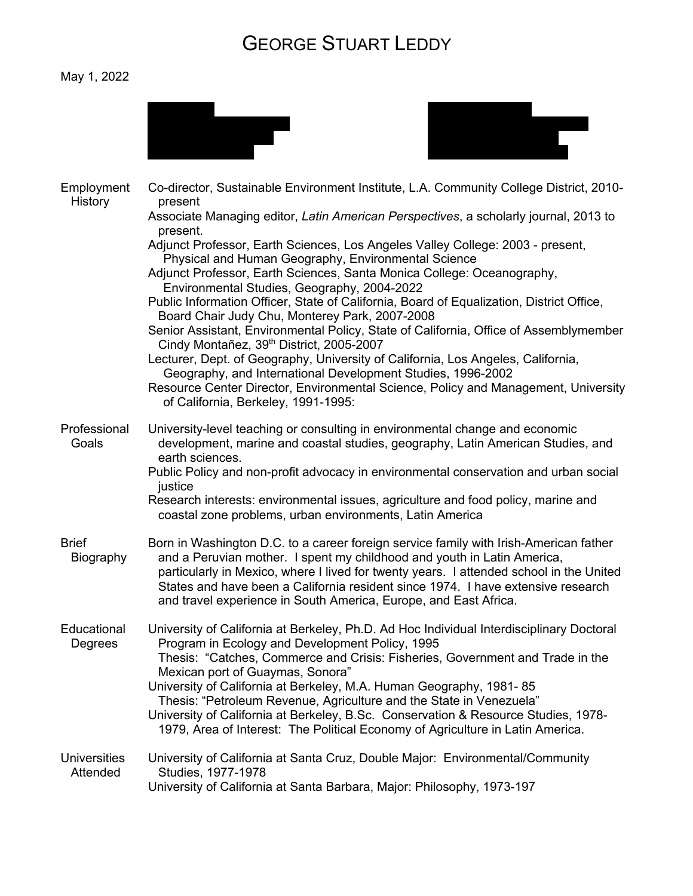# GEORGE STUART LEDDY

May 1, 2022

**Employment History**

Co-director, Sustainable Environment Institute, L.A. Community College District, 2010-present

Associate Managing editor, *Latin American Perspectives*, a scholarly journal, 2013 to present.

Adjunct Professor, Earth Sciences, Los Angeles Valley College: 2003 - present, Physical and Human Geography, Environmental Science

Adjunct Professor, Earth Sciences, Santa Monica College: Oceanography, Environmental Studies, Geography, 2004-2022

Public Information Officer, State of California, Board of Equalization, District Office, Board Chair Judy Chu, Monterey Park, 2007-2008

Senior Assistant, Environmental Policy, State of California, Office of Assemblymember Cindy Montañez, 39th District, 2005-2007

Lecturer, Dept. of Geography, University of California, Los Angeles, California, Geography, and International Development Studies, 1996-2002

Resource Center Director, Environmental Science, Policy and Management, University of California, Berkeley, 1991-1995:

**Professional Goals**

University-level teaching or consulting in environmental change and economic development, marine and coastal studies, geography, Latin American Studies, and earth sciences.

Public Policy and non-profit advocacy in environmental conservation and urban social justice

Research interests: environmental issues, agriculture and food policy, marine and coastal zone problems, urban environments, Latin America

**Brief Biography**

Born in Washington D.C. to a career foreign service family with Irish-American father and a Peruvian mother. I spent my childhood and youth in Latin America, particularly in Mexico, where I lived for twenty years. I attended school in the United States and have been a California resident since 1974. I have extensive research and travel experience in South America, Europe, and East Africa.

**Educational Degrees**

University of California at Berkeley, Ph.D. Ad Hoc Individual Interdisciplinary Doctoral Program in Ecology and Development Policy, 1995
Thesis: "Catches, Commerce and Crisis: Fisheries, Government and Trade in the Mexican port of Guaymas, Sonora"

University of California at Berkeley, M.A. Human Geography, 1981- 85
Thesis: "Petroleum Revenue, Agriculture and the State in Venezuela"

University of California at Berkeley, B.Sc. Conservation & Resource Studies, 1978-1979, Area of Interest: The Political Economy of Agriculture in Latin America.

**Universities Attended**

University of California at Santa Cruz, Double Major: Environmental/Community Studies, 1977-1978

University of California at Santa Barbara, Major: Philosophy, 1973-197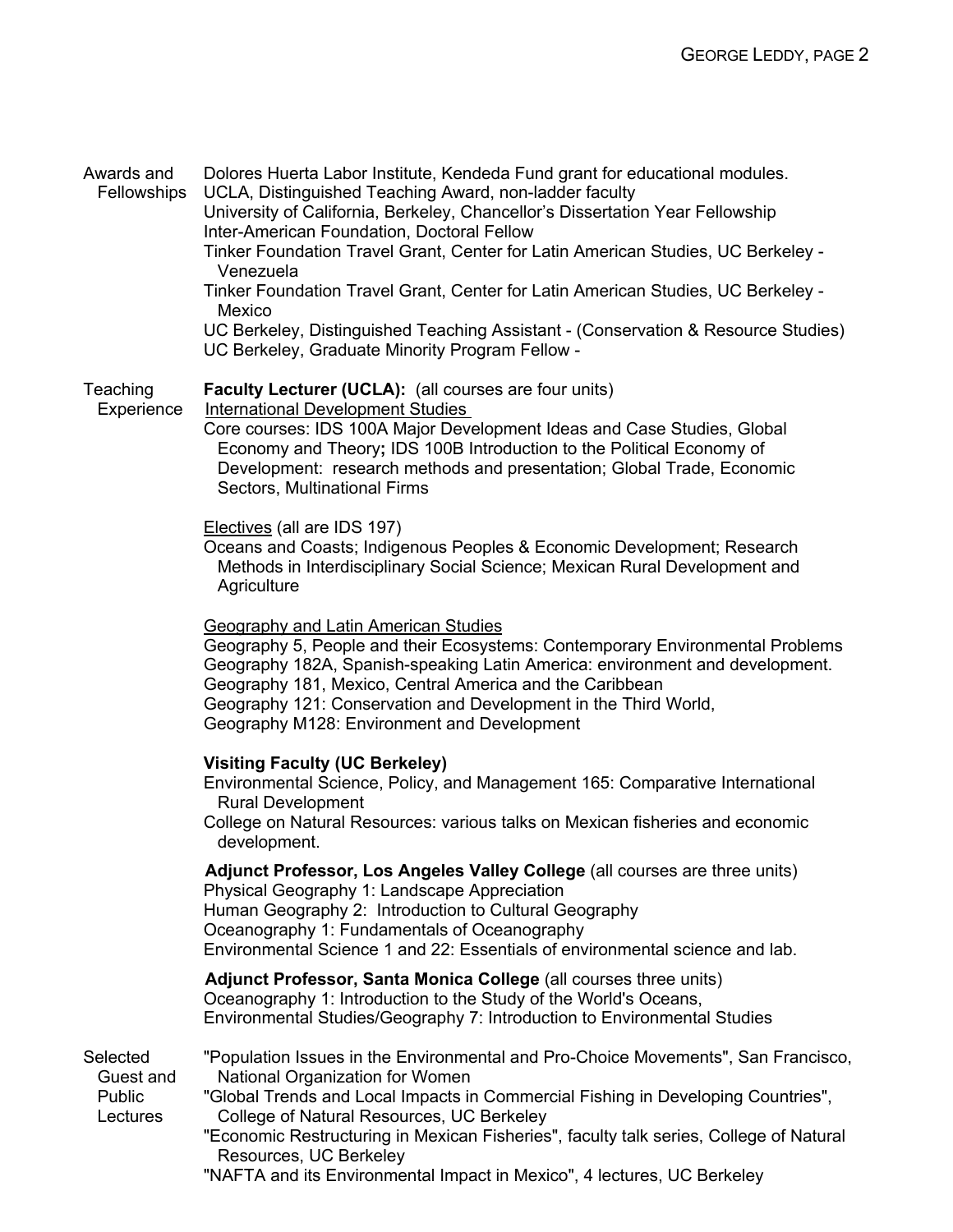## Awards and Fellowships

Dolores Huerta Labor Institute, Kendeda Fund grant for educational modules.
UCLA, Distinguished Teaching Award, non-ladder faculty
University of California, Berkeley, Chancellor's Dissertation Year Fellowship
Inter-American Foundation, Doctoral Fellow
Tinker Foundation Travel Grant, Center for Latin American Studies, UC Berkeley - Venezuela
Tinker Foundation Travel Grant, Center for Latin American Studies, UC Berkeley - Mexico
UC Berkeley, Distinguished Teaching Assistant - (Conservation & Resource Studies)
UC Berkeley, Graduate Minority Program Fellow -

## Teaching Experience

**Faculty Lecturer (UCLA):** (all courses are four units)

International Development Studies

Core courses: IDS 100A Major Development Ideas and Case Studies, Global Economy and Theory**;** IDS 100B Introduction to the Political Economy of Development: research methods and presentation; Global Trade, Economic Sectors, Multinational Firms

Electives (all are IDS 197)

Oceans and Coasts; Indigenous Peoples & Economic Development; Research Methods in Interdisciplinary Social Science; Mexican Rural Development and Agriculture

Geography and Latin American Studies

Geography 5, People and their Ecosystems: Contemporary Environmental Problems
Geography 182A, Spanish-speaking Latin America: environment and development.
Geography 181, Mexico, Central America and the Caribbean
Geography 121: Conservation and Development in the Third World,
Geography M128: Environment and Development

**Visiting Faculty (UC Berkeley)**

Environmental Science, Policy, and Management 165: Comparative International Rural Development
College on Natural Resources: various talks on Mexican fisheries and economic development.

**Adjunct Professor, Los Angeles Valley College** (all courses are three units)

Physical Geography 1: Landscape Appreciation
Human Geography 2: Introduction to Cultural Geography
Oceanography 1: Fundamentals of Oceanography
Environmental Science 1 and 22: Essentials of environmental science and lab.

**Adjunct Professor, Santa Monica College** (all courses three units)

Oceanography 1: Introduction to the Study of the World's Oceans,
Environmental Studies/Geography 7: Introduction to Environmental Studies

## Selected Guest and Public Lectures

"Population Issues in the Environmental and Pro-Choice Movements", San Francisco, National Organization for Women
"Global Trends and Local Impacts in Commercial Fishing in Developing Countries", College of Natural Resources, UC Berkeley
"Economic Restructuring in Mexican Fisheries", faculty talk series, College of Natural Resources, UC Berkeley
"NAFTA and its Environmental Impact in Mexico", 4 lectures, UC Berkeley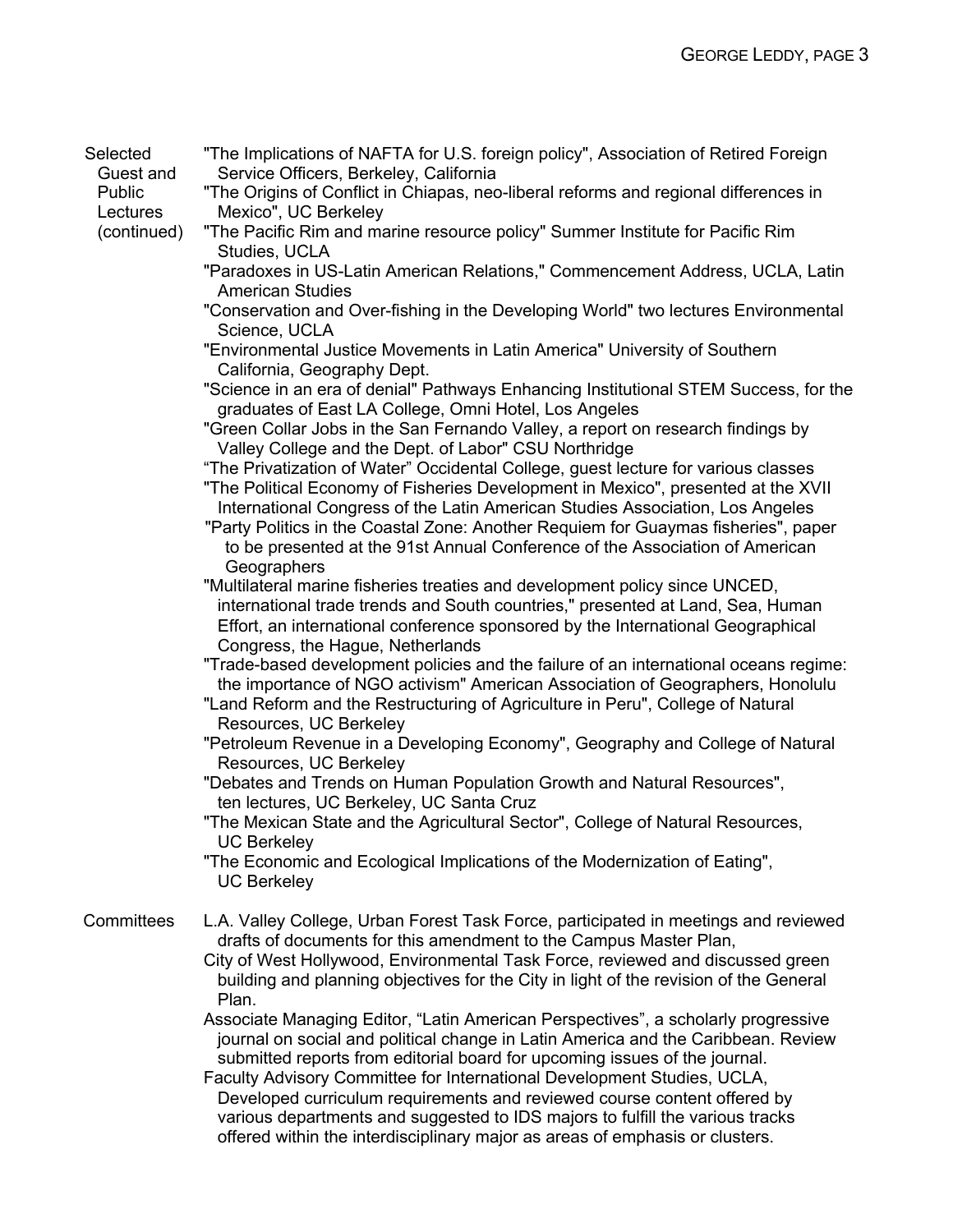**Selected Guest and Public Lectures (continued)**

- "The Implications of NAFTA for U.S. foreign policy", Association of Retired Foreign Service Officers, Berkeley, California
- "The Origins of Conflict in Chiapas, neo-liberal reforms and regional differences in Mexico", UC Berkeley
- "The Pacific Rim and marine resource policy" Summer Institute for Pacific Rim Studies, UCLA
- "Paradoxes in US-Latin American Relations," Commencement Address, UCLA, Latin American Studies
- "Conservation and Over-fishing in the Developing World" two lectures Environmental Science, UCLA
- "Environmental Justice Movements in Latin America" University of Southern California, Geography Dept.
- "Science in an era of denial" Pathways Enhancing Institutional STEM Success, for the graduates of East LA College, Omni Hotel, Los Angeles
- "Green Collar Jobs in the San Fernando Valley, a report on research findings by Valley College and the Dept. of Labor" CSU Northridge
- "The Privatization of Water" Occidental College, guest lecture for various classes
- "The Political Economy of Fisheries Development in Mexico", presented at the XVII International Congress of the Latin American Studies Association, Los Angeles
- "Party Politics in the Coastal Zone: Another Requiem for Guaymas fisheries", paper to be presented at the 91st Annual Conference of the Association of American Geographers
- "Multilateral marine fisheries treaties and development policy since UNCED, international trade trends and South countries," presented at Land, Sea, Human Effort, an international conference sponsored by the International Geographical Congress, the Hague, Netherlands
- "Trade-based development policies and the failure of an international oceans regime: the importance of NGO activism" American Association of Geographers, Honolulu
- "Land Reform and the Restructuring of Agriculture in Peru", College of Natural Resources, UC Berkeley
- "Petroleum Revenue in a Developing Economy", Geography and College of Natural Resources, UC Berkeley
- "Debates and Trends on Human Population Growth and Natural Resources", ten lectures, UC Berkeley, UC Santa Cruz
- "The Mexican State and the Agricultural Sector", College of Natural Resources, UC Berkeley
- "The Economic and Ecological Implications of the Modernization of Eating", UC Berkeley

**Committees**

- L.A. Valley College, Urban Forest Task Force, participated in meetings and reviewed drafts of documents for this amendment to the Campus Master Plan,
- City of West Hollywood, Environmental Task Force, reviewed and discussed green building and planning objectives for the City in light of the revision of the General Plan.
- Associate Managing Editor, "Latin American Perspectives", a scholarly progressive journal on social and political change in Latin America and the Caribbean. Review submitted reports from editorial board for upcoming issues of the journal.
- Faculty Advisory Committee for International Development Studies, UCLA, Developed curriculum requirements and reviewed course content offered by various departments and suggested to IDS majors to fulfill the various tracks offered within the interdisciplinary major as areas of emphasis or clusters.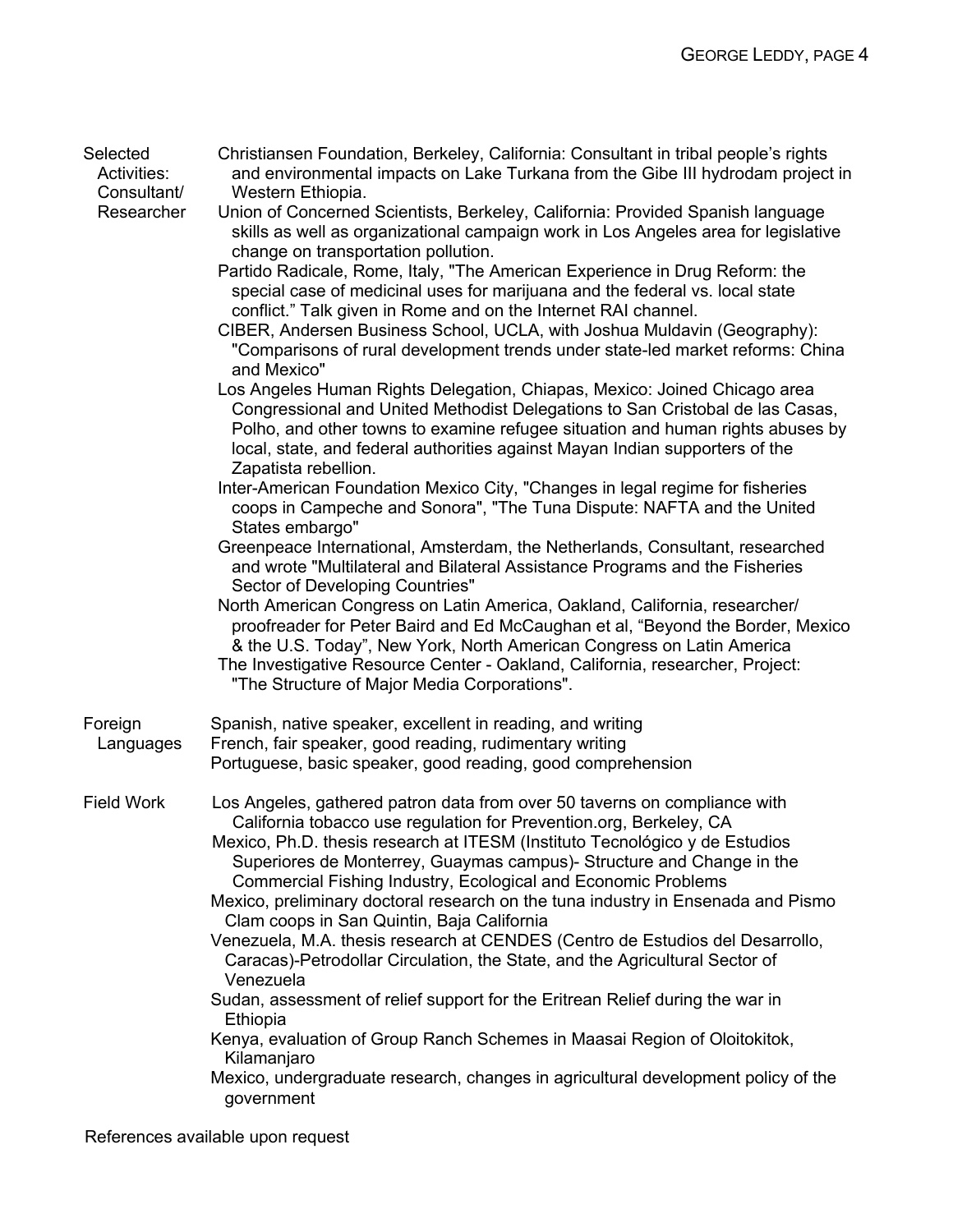**Selected Activities: Consultant/ Researcher**

- Christiansen Foundation, Berkeley, California: Consultant in tribal people's rights and environmental impacts on Lake Turkana from the Gibe III hydrodam project in Western Ethiopia.
- Union of Concerned Scientists, Berkeley, California: Provided Spanish language skills as well as organizational campaign work in Los Angeles area for legislative change on transportation pollution.
- Partido Radicale, Rome, Italy, "The American Experience in Drug Reform: the special case of medicinal uses for marijuana and the federal vs. local state conflict." Talk given in Rome and on the Internet RAI channel.
- CIBER, Andersen Business School, UCLA, with Joshua Muldavin (Geography): "Comparisons of rural development trends under state-led market reforms: China and Mexico"
- Los Angeles Human Rights Delegation, Chiapas, Mexico: Joined Chicago area Congressional and United Methodist Delegations to San Cristobal de las Casas, Polho, and other towns to examine refugee situation and human rights abuses by local, state, and federal authorities against Mayan Indian supporters of the Zapatista rebellion.
- Inter-American Foundation Mexico City, "Changes in legal regime for fisheries coops in Campeche and Sonora", "The Tuna Dispute: NAFTA and the United States embargo"
- Greenpeace International, Amsterdam, the Netherlands, Consultant, researched and wrote "Multilateral and Bilateral Assistance Programs and the Fisheries Sector of Developing Countries"
- North American Congress on Latin America, Oakland, California, researcher/ proofreader for Peter Baird and Ed McCaughan et al, "Beyond the Border, Mexico & the U.S. Today", New York, North American Congress on Latin America
- The Investigative Resource Center - Oakland, California, researcher, Project: "The Structure of Major Media Corporations".

**Foreign Languages**

- Spanish, native speaker, excellent in reading, and writing
- French, fair speaker, good reading, rudimentary writing
- Portuguese, basic speaker, good reading, good comprehension

**Field Work**

- Los Angeles, gathered patron data from over 50 taverns on compliance with California tobacco use regulation for Prevention.org, Berkeley, CA
- Mexico, Ph.D. thesis research at ITESM (Instituto Tecnológico y de Estudios Superiores de Monterrey, Guaymas campus)- Structure and Change in the Commercial Fishing Industry, Ecological and Economic Problems
- Mexico, preliminary doctoral research on the tuna industry in Ensenada and Pismo Clam coops in San Quintin, Baja California
- Venezuela, M.A. thesis research at CENDES (Centro de Estudios del Desarrollo, Caracas)-Petrodollar Circulation, the State, and the Agricultural Sector of Venezuela
- Sudan, assessment of relief support for the Eritrean Relief during the war in Ethiopia
- Kenya, evaluation of Group Ranch Schemes in Maasai Region of Oloitokitok, Kilamanjaro
- Mexico, undergraduate research, changes in agricultural development policy of the government

References available upon request